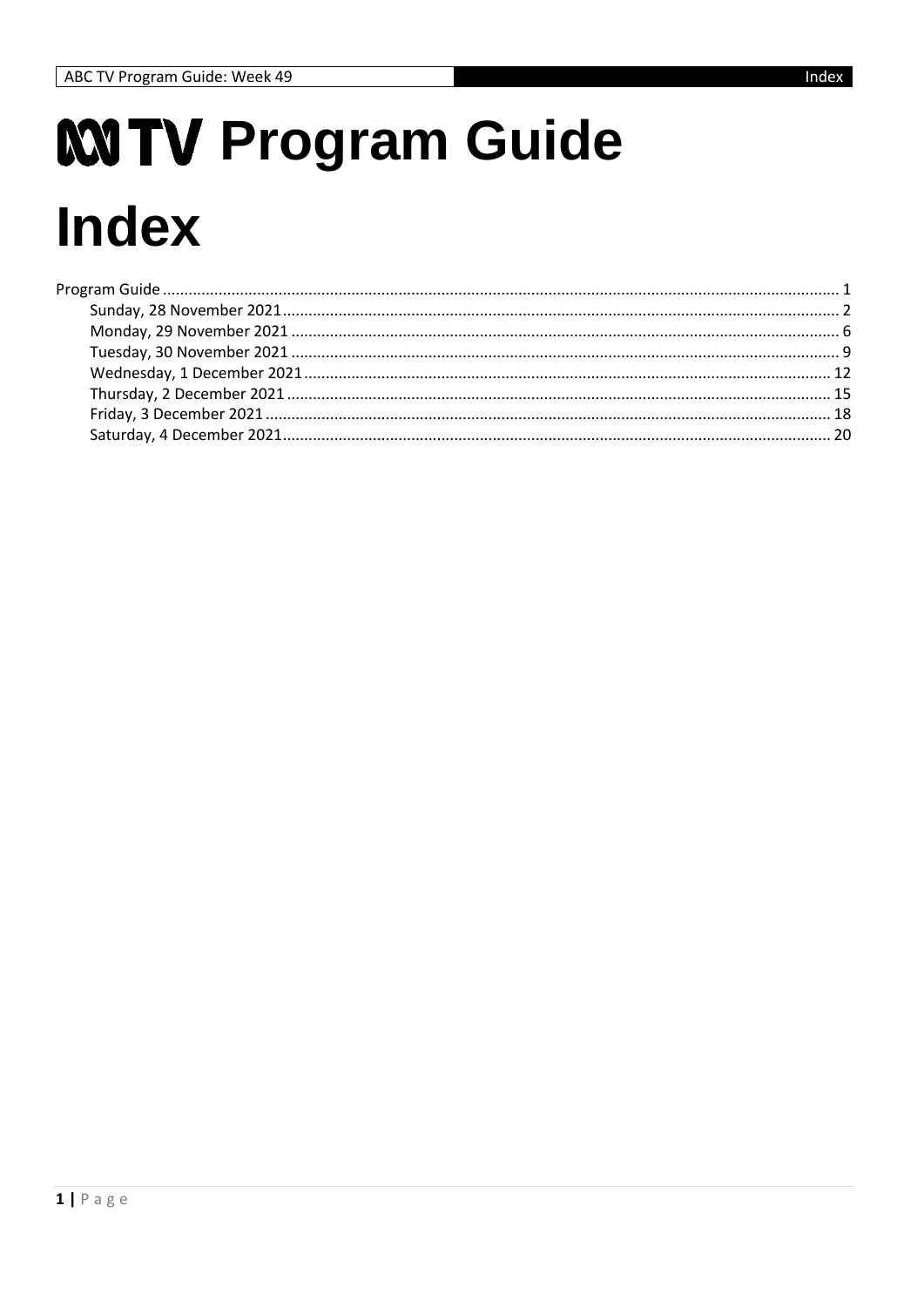# ABC TV Program Guide

# Index

- Program Guide ........ 1
  - Sunday, 28 November 2021 ........ 2
  - Monday, 29 November 2021 ........ 6
  - Tuesday, 30 November 2021 ........ 9
  - Wednesday, 1 December 2021 ........ 12
  - Thursday, 2 December 2021 ........ 15
  - Friday, 3 December 2021 ........ 18
  - Saturday, 4 December 2021 ........ 20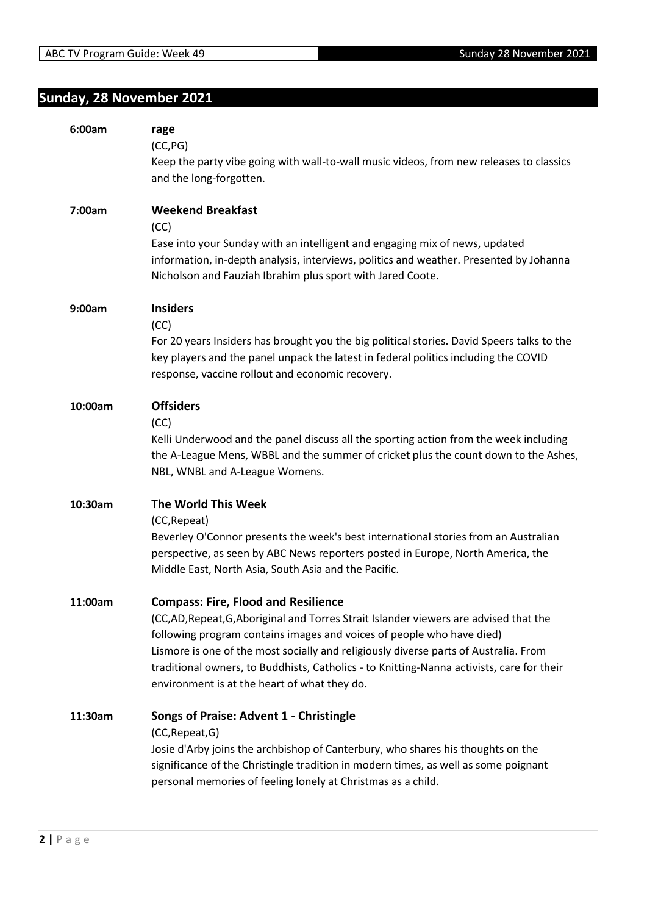## Sunday, 28 November 2021

**6:00am** **rage**
(CC,PG)
Keep the party vibe going with wall-to-wall music videos, from new releases to classics and the long-forgotten.

**7:00am** **Weekend Breakfast**
(CC)
Ease into your Sunday with an intelligent and engaging mix of news, updated information, in-depth analysis, interviews, politics and weather. Presented by Johanna Nicholson and Fauziah Ibrahim plus sport with Jared Coote.

**9:00am** **Insiders**
(CC)
For 20 years Insiders has brought you the big political stories. David Speers talks to the key players and the panel unpack the latest in federal politics including the COVID response, vaccine rollout and economic recovery.

**10:00am** **Offsiders**
(CC)
Kelli Underwood and the panel discuss all the sporting action from the week including the A-League Mens, WBBL and the summer of cricket plus the count down to the Ashes, NBL, WNBL and A-League Womens.

**10:30am** **The World This Week**
(CC,Repeat)
Beverley O'Connor presents the week's best international stories from an Australian perspective, as seen by ABC News reporters posted in Europe, North America, the Middle East, North Asia, South Asia and the Pacific.

**11:00am** **Compass: Fire, Flood and Resilience**
(CC,AD,Repeat,G,Aboriginal and Torres Strait Islander viewers are advised that the following program contains images and voices of people who have died)
Lismore is one of the most socially and religiously diverse parts of Australia. From traditional owners, to Buddhists, Catholics - to Knitting-Nanna activists, care for their environment is at the heart of what they do.

**11:30am** **Songs of Praise: Advent 1 - Christingle**
(CC,Repeat,G)
Josie d'Arby joins the archbishop of Canterbury, who shares his thoughts on the significance of the Christingle tradition in modern times, as well as some poignant personal memories of feeling lonely at Christmas as a child.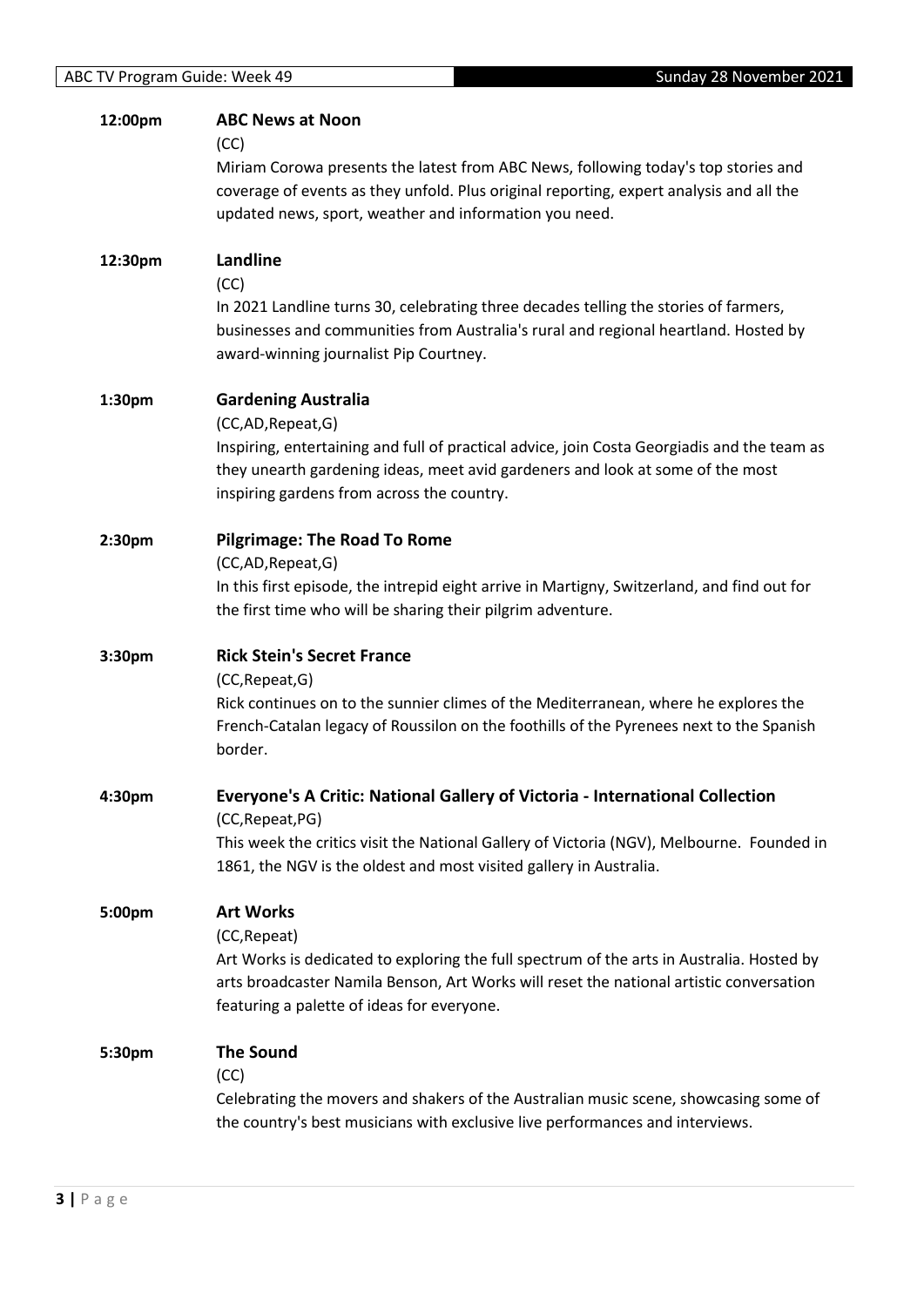**12:00pm** **ABC News at Noon**

(CC)

Miriam Corowa presents the latest from ABC News, following today's top stories and coverage of events as they unfold. Plus original reporting, expert analysis and all the updated news, sport, weather and information you need.

**12:30pm** **Landline**

(CC)

In 2021 Landline turns 30, celebrating three decades telling the stories of farmers, businesses and communities from Australia's rural and regional heartland. Hosted by award-winning journalist Pip Courtney.

**1:30pm** **Gardening Australia**

(CC,AD,Repeat,G)

Inspiring, entertaining and full of practical advice, join Costa Georgiadis and the team as they unearth gardening ideas, meet avid gardeners and look at some of the most inspiring gardens from across the country.

**2:30pm** **Pilgrimage: The Road To Rome**

(CC,AD,Repeat,G)

In this first episode, the intrepid eight arrive in Martigny, Switzerland, and find out for the first time who will be sharing their pilgrim adventure.

**3:30pm** **Rick Stein's Secret France**

(CC,Repeat,G)

Rick continues on to the sunnier climes of the Mediterranean, where he explores the French-Catalan legacy of Roussilon on the foothills of the Pyrenees next to the Spanish border.

**4:30pm** **Everyone's A Critic: National Gallery of Victoria - International Collection**

(CC,Repeat,PG)

This week the critics visit the National Gallery of Victoria (NGV), Melbourne. Founded in 1861, the NGV is the oldest and most visited gallery in Australia.

**5:00pm** **Art Works**

(CC,Repeat)

Art Works is dedicated to exploring the full spectrum of the arts in Australia. Hosted by arts broadcaster Namila Benson, Art Works will reset the national artistic conversation featuring a palette of ideas for everyone.

**5:30pm** **The Sound**

(CC)

Celebrating the movers and shakers of the Australian music scene, showcasing some of the country's best musicians with exclusive live performances and interviews.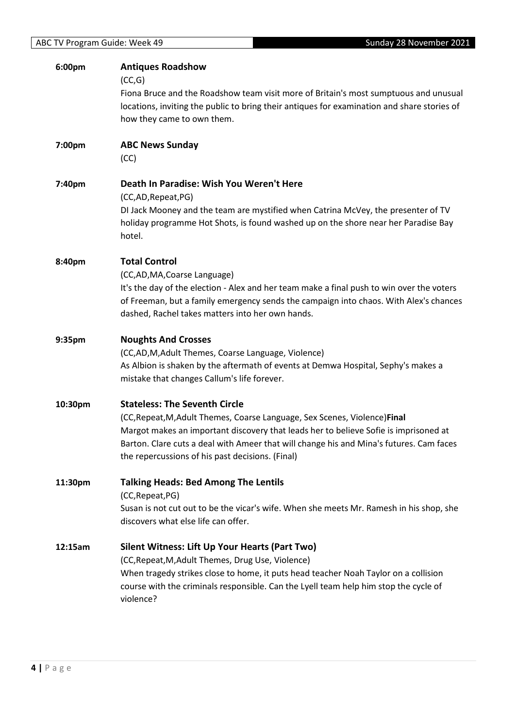**6:00pm** **Antiques Roadshow**

(CC,G)

Fiona Bruce and the Roadshow team visit more of Britain's most sumptuous and unusual locations, inviting the public to bring their antiques for examination and share stories of how they came to own them.

**7:00pm** **ABC News Sunday**

(CC)

**7:40pm** **Death In Paradise: Wish You Weren't Here**

(CC,AD,Repeat,PG)

DI Jack Mooney and the team are mystified when Catrina McVey, the presenter of TV holiday programme Hot Shots, is found washed up on the shore near her Paradise Bay hotel.

**8:40pm** **Total Control**

(CC,AD,MA,Coarse Language)

It's the day of the election - Alex and her team make a final push to win over the voters of Freeman, but a family emergency sends the campaign into chaos. With Alex's chances dashed, Rachel takes matters into her own hands.

**9:35pm** **Noughts And Crosses**

(CC,AD,M,Adult Themes, Coarse Language, Violence)

As Albion is shaken by the aftermath of events at Demwa Hospital, Sephy's makes a mistake that changes Callum's life forever.

**10:30pm** **Stateless: The Seventh Circle**

(CC,Repeat,M,Adult Themes, Coarse Language, Sex Scenes, Violence)**Final**

Margot makes an important discovery that leads her to believe Sofie is imprisoned at Barton. Clare cuts a deal with Ameer that will change his and Mina's futures. Cam faces the repercussions of his past decisions. (Final)

**11:30pm** **Talking Heads: Bed Among The Lentils**

(CC,Repeat,PG)

Susan is not cut out to be the vicar's wife. When she meets Mr. Ramesh in his shop, she discovers what else life can offer.

**12:15am** **Silent Witness: Lift Up Your Hearts (Part Two)**

(CC,Repeat,M,Adult Themes, Drug Use, Violence)

When tragedy strikes close to home, it puts head teacher Noah Taylor on a collision course with the criminals responsible. Can the Lyell team help him stop the cycle of violence?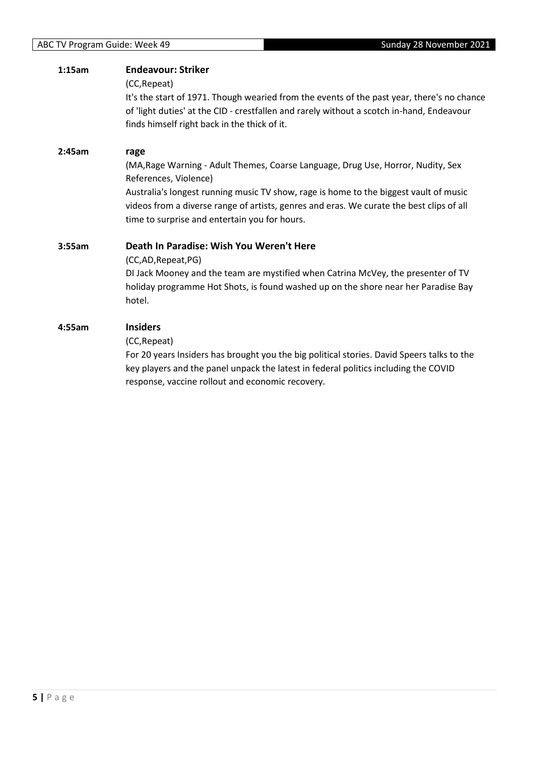**1:15am** **Endeavour: Striker**

(CC,Repeat)

It's the start of 1971. Though wearied from the events of the past year, there's no chance of 'light duties' at the CID - crestfallen and rarely without a scotch in-hand, Endeavour finds himself right back in the thick of it.

**2:45am** **rage**

(MA,Rage Warning - Adult Themes, Coarse Language, Drug Use, Horror, Nudity, Sex References, Violence)

Australia's longest running music TV show, rage is home to the biggest vault of music videos from a diverse range of artists, genres and eras. We curate the best clips of all time to surprise and entertain you for hours.

**3:55am** **Death In Paradise: Wish You Weren't Here**

(CC,AD,Repeat,PG)

DI Jack Mooney and the team are mystified when Catrina McVey, the presenter of TV holiday programme Hot Shots, is found washed up on the shore near her Paradise Bay hotel.

**4:55am** **Insiders**

(CC,Repeat)

For 20 years Insiders has brought you the big political stories. David Speers talks to the key players and the panel unpack the latest in federal politics including the COVID response, vaccine rollout and economic recovery.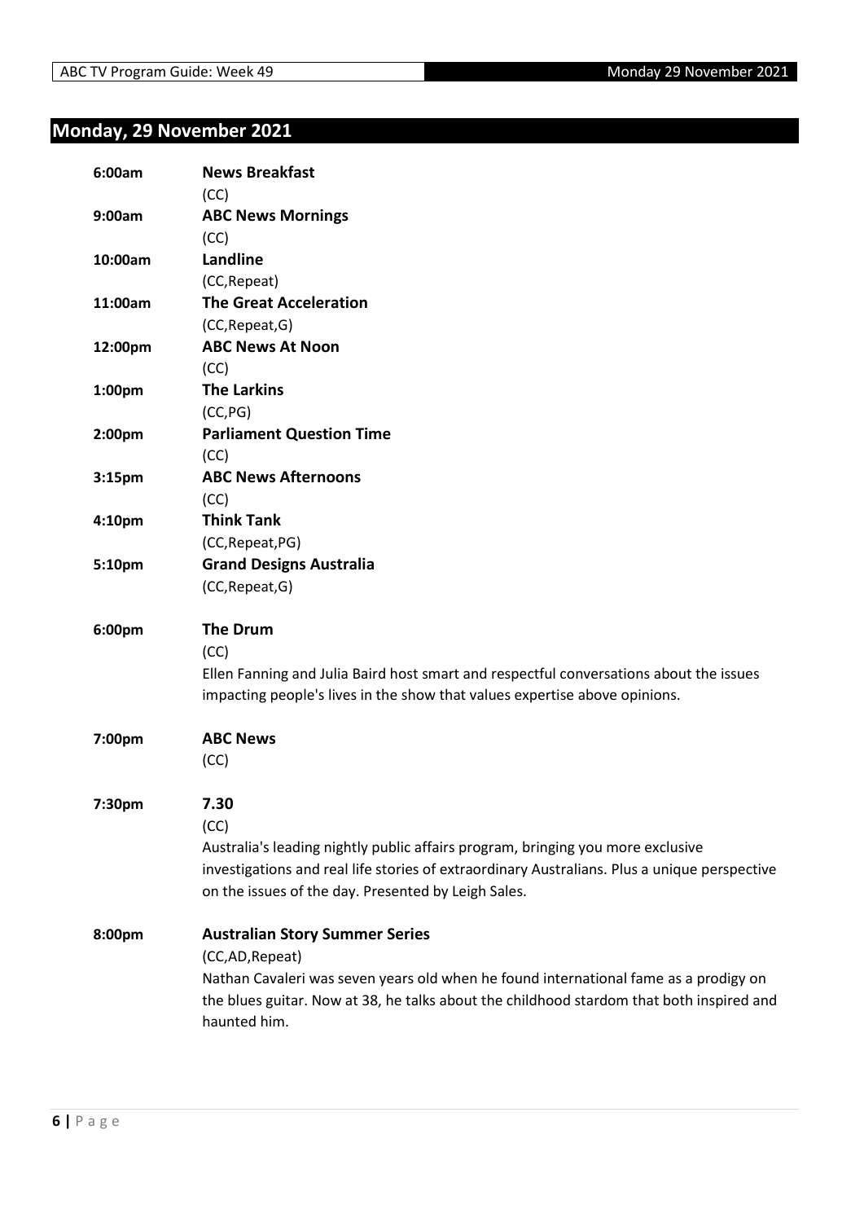## Monday, 29 November 2021

**6:00am** **News Breakfast**
(CC)

**9:00am** **ABC News Mornings**
(CC)

**10:00am** **Landline**
(CC,Repeat)

**11:00am** **The Great Acceleration**
(CC,Repeat,G)

**12:00pm** **ABC News At Noon**
(CC)

**1:00pm** **The Larkins**
(CC,PG)

**2:00pm** **Parliament Question Time**
(CC)

**3:15pm** **ABC News Afternoons**
(CC)

**4:10pm** **Think Tank**
(CC,Repeat,PG)

**5:10pm** **Grand Designs Australia**
(CC,Repeat,G)

**6:00pm** **The Drum**
(CC)
Ellen Fanning and Julia Baird host smart and respectful conversations about the issues impacting people's lives in the show that values expertise above opinions.

**7:00pm** **ABC News**
(CC)

**7:30pm** **7.30**
(CC)
Australia's leading nightly public affairs program, bringing you more exclusive investigations and real life stories of extraordinary Australians. Plus a unique perspective on the issues of the day. Presented by Leigh Sales.

**8:00pm** **Australian Story Summer Series**
(CC,AD,Repeat)
Nathan Cavaleri was seven years old when he found international fame as a prodigy on the blues guitar. Now at 38, he talks about the childhood stardom that both inspired and haunted him.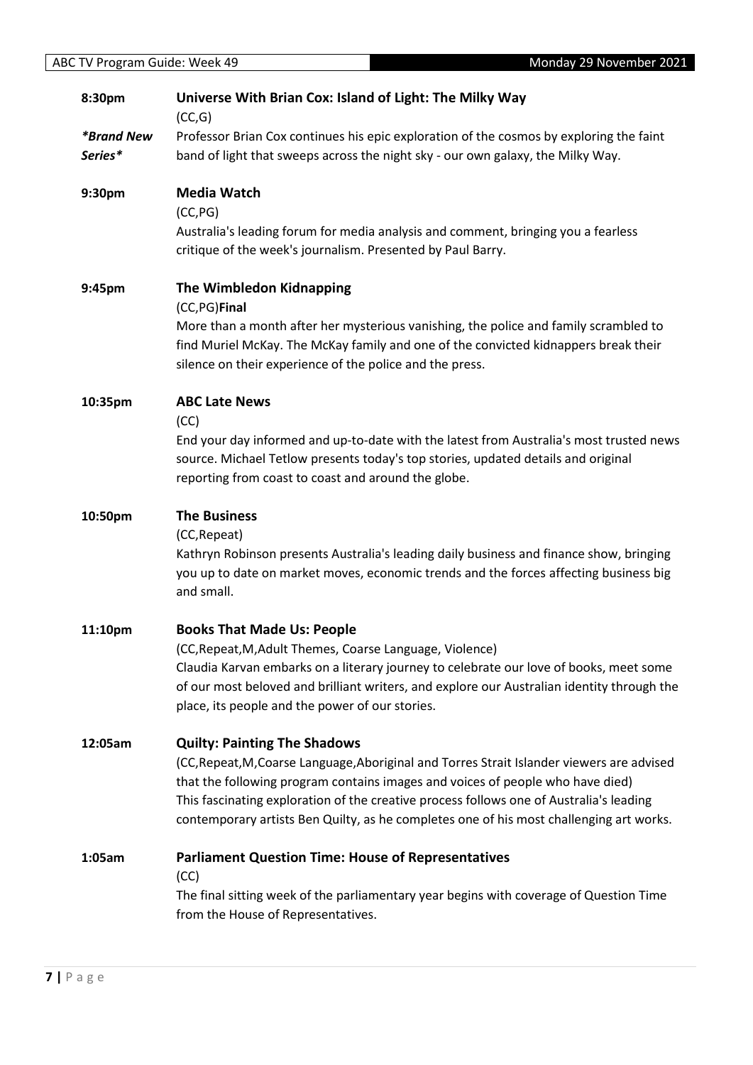**8:30pm** **Universe With Brian Cox: Island of Light: The Milky Way**
(CC,G)

*\*Brand New Series\**

Professor Brian Cox continues his epic exploration of the cosmos by exploring the faint band of light that sweeps across the night sky - our own galaxy, the Milky Way.

**9:30pm** **Media Watch**
(CC,PG)

Australia's leading forum for media analysis and comment, bringing you a fearless critique of the week's journalism. Presented by Paul Barry.

**9:45pm** **The Wimbledon Kidnapping**
(CC,PG)**Final**

More than a month after her mysterious vanishing, the police and family scrambled to find Muriel McKay. The McKay family and one of the convicted kidnappers break their silence on their experience of the police and the press.

**10:35pm** **ABC Late News**
(CC)

End your day informed and up-to-date with the latest from Australia's most trusted news source. Michael Tetlow presents today's top stories, updated details and original reporting from coast to coast and around the globe.

**10:50pm** **The Business**
(CC,Repeat)

Kathryn Robinson presents Australia's leading daily business and finance show, bringing you up to date on market moves, economic trends and the forces affecting business big and small.

**11:10pm** **Books That Made Us: People**
(CC,Repeat,M,Adult Themes, Coarse Language, Violence)

Claudia Karvan embarks on a literary journey to celebrate our love of books, meet some of our most beloved and brilliant writers, and explore our Australian identity through the place, its people and the power of our stories.

**12:05am** **Quilty: Painting The Shadows**
(CC,Repeat,M,Coarse Language,Aboriginal and Torres Strait Islander viewers are advised that the following program contains images and voices of people who have died)

This fascinating exploration of the creative process follows one of Australia's leading contemporary artists Ben Quilty, as he completes one of his most challenging art works.

**1:05am** **Parliament Question Time: House of Representatives**
(CC)

The final sitting week of the parliamentary year begins with coverage of Question Time from the House of Representatives.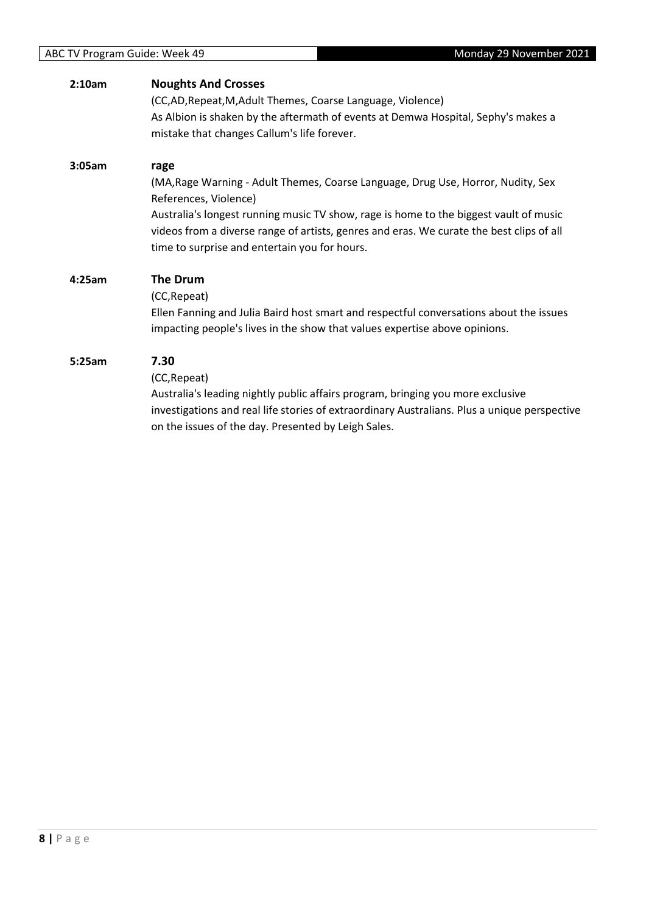**2:10am** **Noughts And Crosses**

(CC,AD,Repeat,M,Adult Themes, Coarse Language, Violence)

As Albion is shaken by the aftermath of events at Demwa Hospital, Sephy's makes a mistake that changes Callum's life forever.

**3:05am** **rage**

(MA,Rage Warning - Adult Themes, Coarse Language, Drug Use, Horror, Nudity, Sex References, Violence)

Australia's longest running music TV show, rage is home to the biggest vault of music videos from a diverse range of artists, genres and eras. We curate the best clips of all time to surprise and entertain you for hours.

**4:25am** **The Drum**

(CC,Repeat)

Ellen Fanning and Julia Baird host smart and respectful conversations about the issues impacting people's lives in the show that values expertise above opinions.

**5:25am** **7.30**

(CC,Repeat)

Australia's leading nightly public affairs program, bringing you more exclusive investigations and real life stories of extraordinary Australians. Plus a unique perspective on the issues of the day. Presented by Leigh Sales.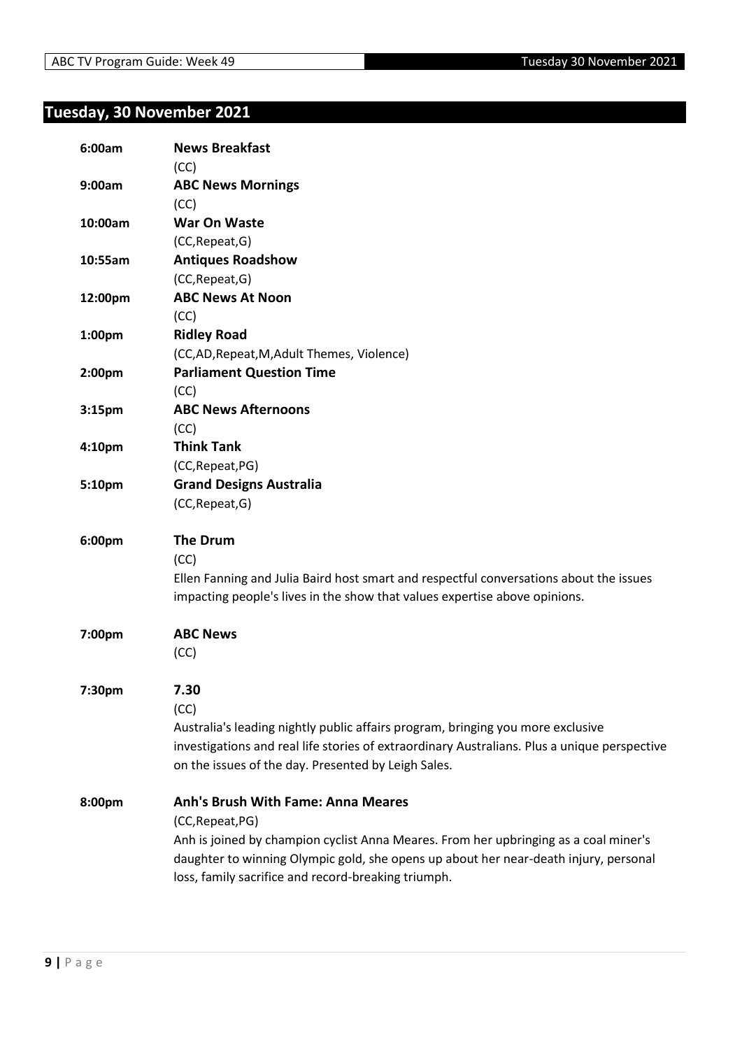## Tuesday, 30 November 2021

**6:00am** **News Breakfast**
(CC)

**9:00am** **ABC News Mornings**
(CC)

**10:00am** **War On Waste**
(CC,Repeat,G)

**10:55am** **Antiques Roadshow**
(CC,Repeat,G)

**12:00pm** **ABC News At Noon**
(CC)

**1:00pm** **Ridley Road**
(CC,AD,Repeat,M,Adult Themes, Violence)

**2:00pm** **Parliament Question Time**
(CC)

**3:15pm** **ABC News Afternoons**
(CC)

**4:10pm** **Think Tank**
(CC,Repeat,PG)

**5:10pm** **Grand Designs Australia**
(CC,Repeat,G)

**6:00pm** **The Drum**
(CC)
Ellen Fanning and Julia Baird host smart and respectful conversations about the issues impacting people's lives in the show that values expertise above opinions.

**7:00pm** **ABC News**
(CC)

**7:30pm** **7.30**
(CC)
Australia's leading nightly public affairs program, bringing you more exclusive investigations and real life stories of extraordinary Australians. Plus a unique perspective on the issues of the day. Presented by Leigh Sales.

**8:00pm** **Anh's Brush With Fame: Anna Meares**
(CC,Repeat,PG)
Anh is joined by champion cyclist Anna Meares. From her upbringing as a coal miner's daughter to winning Olympic gold, she opens up about her near-death injury, personal loss, family sacrifice and record-breaking triumph.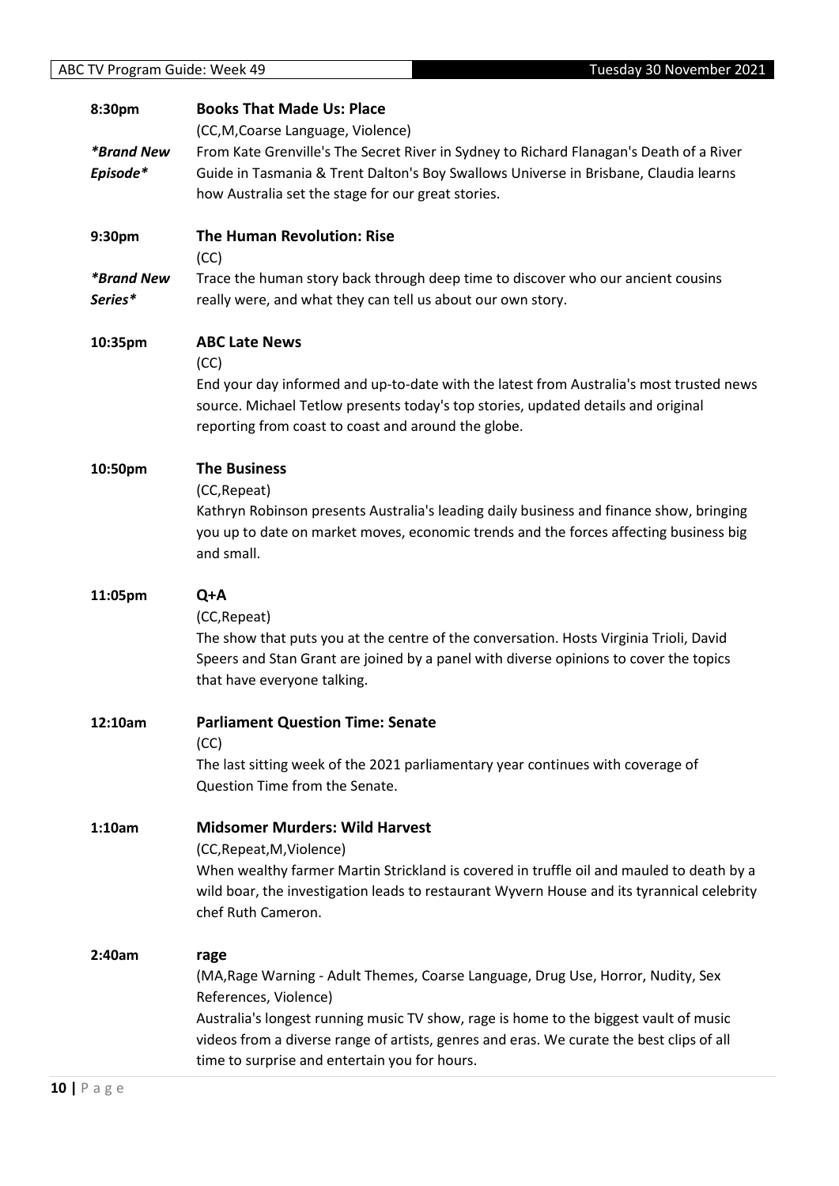**8:30pm** **Books That Made Us: Place**

*Brand New Episode*

(CC,M,Coarse Language, Violence)

From Kate Grenville's The Secret River in Sydney to Richard Flanagan's Death of a River Guide in Tasmania & Trent Dalton's Boy Swallows Universe in Brisbane, Claudia learns how Australia set the stage for our great stories.

**9:30pm** **The Human Revolution: Rise**

*Brand New Series*

(CC)

Trace the human story back through deep time to discover who our ancient cousins really were, and what they can tell us about our own story.

**10:35pm** **ABC Late News**

(CC)

End your day informed and up-to-date with the latest from Australia's most trusted news source. Michael Tetlow presents today's top stories, updated details and original reporting from coast to coast and around the globe.

**10:50pm** **The Business**

(CC,Repeat)

Kathryn Robinson presents Australia's leading daily business and finance show, bringing you up to date on market moves, economic trends and the forces affecting business big and small.

**11:05pm** **Q+A**

(CC,Repeat)

The show that puts you at the centre of the conversation. Hosts Virginia Trioli, David Speers and Stan Grant are joined by a panel with diverse opinions to cover the topics that have everyone talking.

**12:10am** **Parliament Question Time: Senate**

(CC)

The last sitting week of the 2021 parliamentary year continues with coverage of Question Time from the Senate.

**1:10am** **Midsomer Murders: Wild Harvest**

(CC,Repeat,M,Violence)

When wealthy farmer Martin Strickland is covered in truffle oil and mauled to death by a wild boar, the investigation leads to restaurant Wyvern House and its tyrannical celebrity chef Ruth Cameron.

**2:40am** **rage**

(MA,Rage Warning - Adult Themes, Coarse Language, Drug Use, Horror, Nudity, Sex References, Violence)

Australia's longest running music TV show, rage is home to the biggest vault of music videos from a diverse range of artists, genres and eras. We curate the best clips of all time to surprise and entertain you for hours.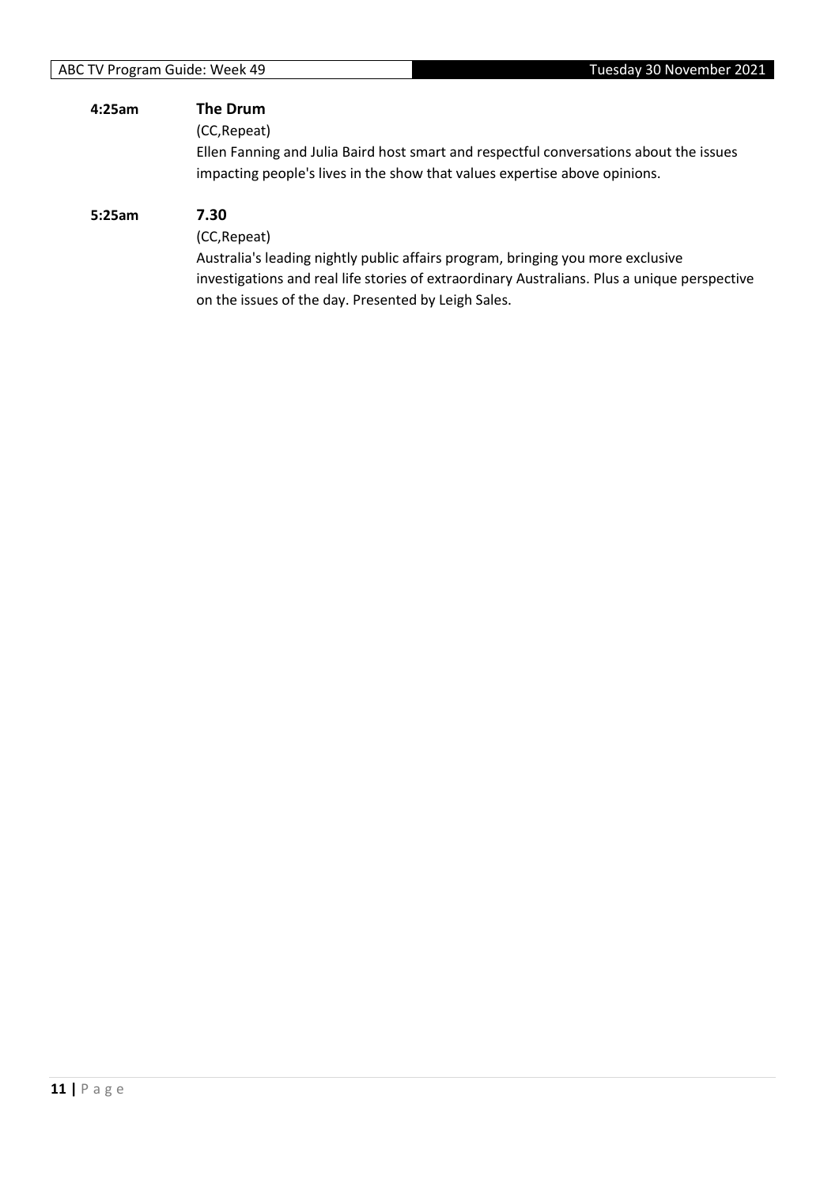**4:25am** **The Drum**

(CC,Repeat)

Ellen Fanning and Julia Baird host smart and respectful conversations about the issues impacting people's lives in the show that values expertise above opinions.

**5:25am** **7.30**

(CC,Repeat)

Australia's leading nightly public affairs program, bringing you more exclusive investigations and real life stories of extraordinary Australians. Plus a unique perspective on the issues of the day. Presented by Leigh Sales.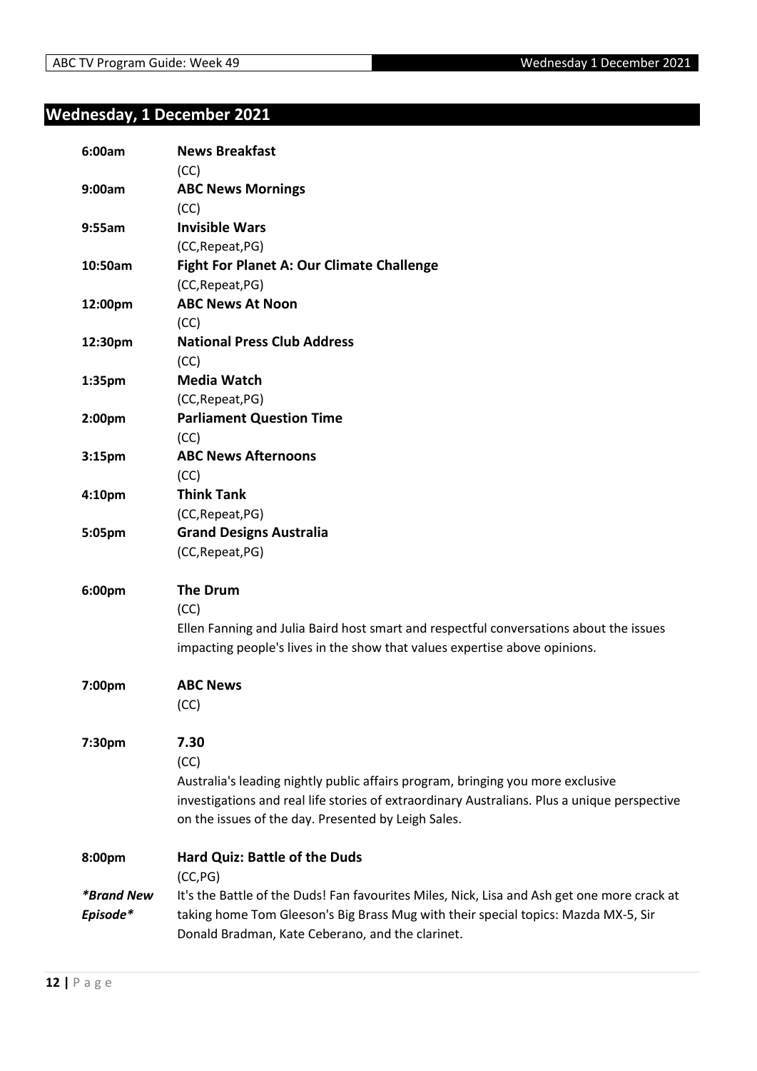## Wednesday, 1 December 2021

**6:00am** **News Breakfast**
(CC)

**9:00am** **ABC News Mornings**
(CC)

**9:55am** **Invisible Wars**
(CC,Repeat,PG)

**10:50am** **Fight For Planet A: Our Climate Challenge**
(CC,Repeat,PG)

**12:00pm** **ABC News At Noon**
(CC)

**12:30pm** **National Press Club Address**
(CC)

**1:35pm** **Media Watch**
(CC,Repeat,PG)

**2:00pm** **Parliament Question Time**
(CC)

**3:15pm** **ABC News Afternoons**
(CC)

**4:10pm** **Think Tank**
(CC,Repeat,PG)

**5:05pm** **Grand Designs Australia**
(CC,Repeat,PG)

**6:00pm** **The Drum**
(CC)
Ellen Fanning and Julia Baird host smart and respectful conversations about the issues impacting people's lives in the show that values expertise above opinions.

**7:00pm** **ABC News**
(CC)

**7:30pm** **7.30**
(CC)
Australia's leading nightly public affairs program, bringing you more exclusive investigations and real life stories of extraordinary Australians. Plus a unique perspective on the issues of the day. Presented by Leigh Sales.

**8:00pm** **Hard Quiz: Battle of the Duds**
(CC,PG)
***Brand New Episode***
It's the Battle of the Duds! Fan favourites Miles, Nick, Lisa and Ash get one more crack at taking home Tom Gleeson's Big Brass Mug with their special topics: Mazda MX-5, Sir Donald Bradman, Kate Ceberano, and the clarinet.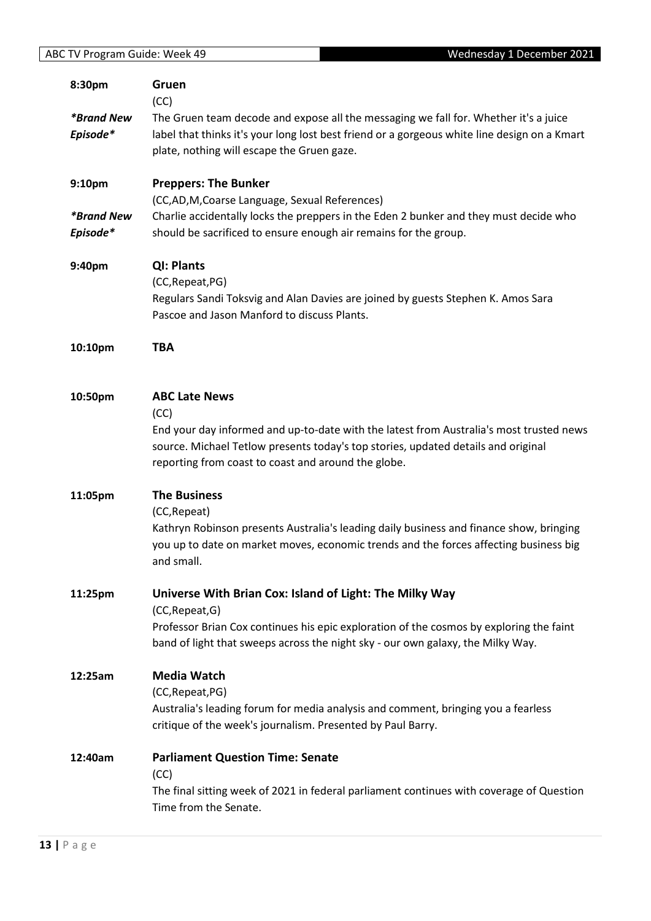**8:30pm** **Gruen**

(CC)

*\*Brand New Episode\**

The Gruen team decode and expose all the messaging we fall for. Whether it's a juice label that thinks it's your long lost best friend or a gorgeous white line design on a Kmart plate, nothing will escape the Gruen gaze.

**9:10pm** **Preppers: The Bunker**

(CC,AD,M,Coarse Language, Sexual References)

*\*Brand New Episode\**

Charlie accidentally locks the preppers in the Eden 2 bunker and they must decide who should be sacrificed to ensure enough air remains for the group.

**9:40pm** **QI: Plants**

(CC,Repeat,PG)

Regulars Sandi Toksvig and Alan Davies are joined by guests Stephen K. Amos Sara Pascoe and Jason Manford to discuss Plants.

**10:10pm** **TBA**

**10:50pm** **ABC Late News**

(CC)

End your day informed and up-to-date with the latest from Australia's most trusted news source. Michael Tetlow presents today's top stories, updated details and original reporting from coast to coast and around the globe.

**11:05pm** **The Business**

(CC,Repeat)

Kathryn Robinson presents Australia's leading daily business and finance show, bringing you up to date on market moves, economic trends and the forces affecting business big and small.

**11:25pm** **Universe With Brian Cox: Island of Light: The Milky Way**

(CC,Repeat,G)

Professor Brian Cox continues his epic exploration of the cosmos by exploring the faint band of light that sweeps across the night sky - our own galaxy, the Milky Way.

**12:25am** **Media Watch**

(CC,Repeat,PG)

Australia's leading forum for media analysis and comment, bringing you a fearless critique of the week's journalism. Presented by Paul Barry.

**12:40am** **Parliament Question Time: Senate**

(CC)

The final sitting week of 2021 in federal parliament continues with coverage of Question Time from the Senate.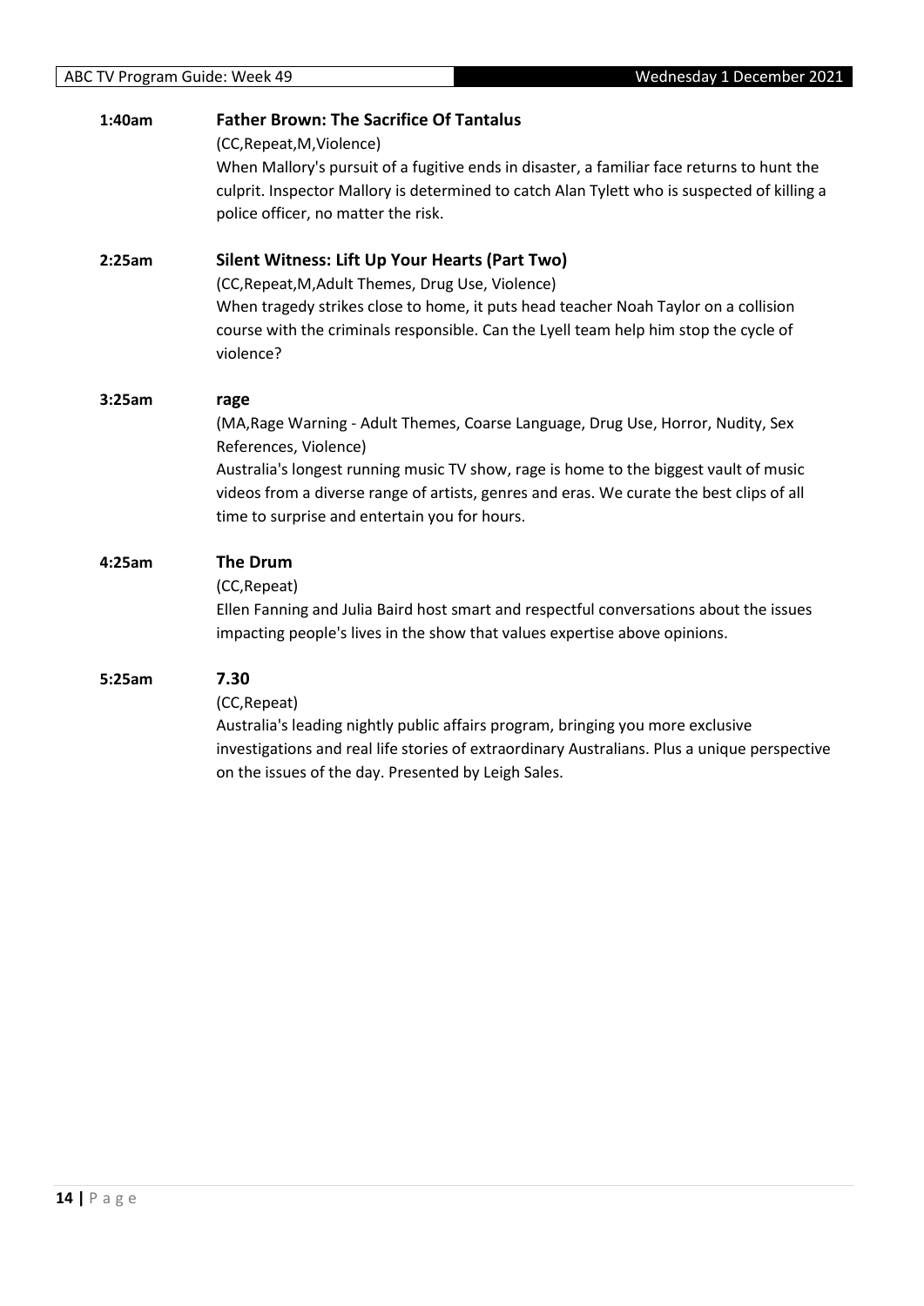**1:40am** **Father Brown: The Sacrifice Of Tantalus**

(CC,Repeat,M,Violence)

When Mallory's pursuit of a fugitive ends in disaster, a familiar face returns to hunt the culprit. Inspector Mallory is determined to catch Alan Tylett who is suspected of killing a police officer, no matter the risk.

**2:25am** **Silent Witness: Lift Up Your Hearts (Part Two)**

(CC,Repeat,M,Adult Themes, Drug Use, Violence)

When tragedy strikes close to home, it puts head teacher Noah Taylor on a collision course with the criminals responsible. Can the Lyell team help him stop the cycle of violence?

**3:25am** **rage**

(MA,Rage Warning - Adult Themes, Coarse Language, Drug Use, Horror, Nudity, Sex References, Violence)

Australia's longest running music TV show, rage is home to the biggest vault of music videos from a diverse range of artists, genres and eras. We curate the best clips of all time to surprise and entertain you for hours.

**4:25am** **The Drum**

(CC,Repeat)

Ellen Fanning and Julia Baird host smart and respectful conversations about the issues impacting people's lives in the show that values expertise above opinions.

**5:25am** **7.30**

(CC,Repeat)

Australia's leading nightly public affairs program, bringing you more exclusive investigations and real life stories of extraordinary Australians. Plus a unique perspective on the issues of the day. Presented by Leigh Sales.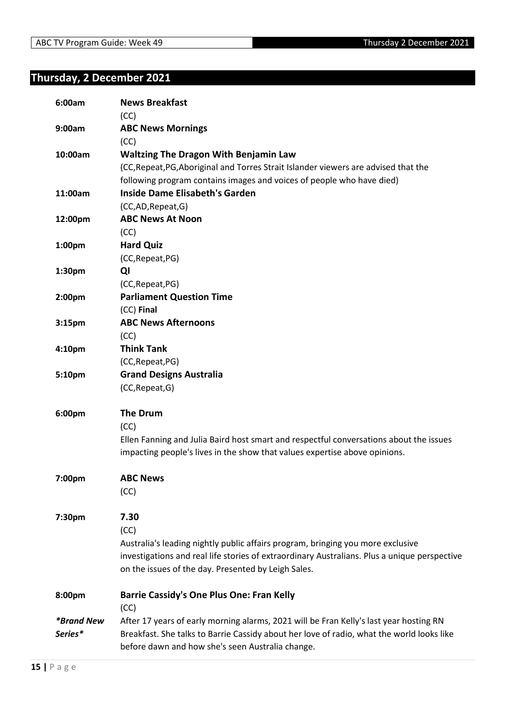## Thursday, 2 December 2021

**6:00am** **News Breakfast**
(CC)

**9:00am** **ABC News Mornings**
(CC)

**10:00am** **Waltzing The Dragon With Benjamin Law**
(CC,Repeat,PG,Aboriginal and Torres Strait Islander viewers are advised that the following program contains images and voices of people who have died)

**11:00am** **Inside Dame Elisabeth's Garden**
(CC,AD,Repeat,G)

**12:00pm** **ABC News At Noon**
(CC)

**1:00pm** **Hard Quiz**
(CC,Repeat,PG)

**1:30pm** **QI**
(CC,Repeat,PG)

**2:00pm** **Parliament Question Time**
(CC) **Final**

**3:15pm** **ABC News Afternoons**
(CC)

**4:10pm** **Think Tank**
(CC,Repeat,PG)

**5:10pm** **Grand Designs Australia**
(CC,Repeat,G)

**6:00pm** **The Drum**
(CC)
Ellen Fanning and Julia Baird host smart and respectful conversations about the issues impacting people's lives in the show that values expertise above opinions.

**7:00pm** **ABC News**
(CC)

**7:30pm** **7.30**
(CC)
Australia's leading nightly public affairs program, bringing you more exclusive investigations and real life stories of extraordinary Australians. Plus a unique perspective on the issues of the day. Presented by Leigh Sales.

**8:00pm** **Barrie Cassidy's One Plus One: Fran Kelly**
(CC)
***Brand New Series***
After 17 years of early morning alarms, 2021 will be Fran Kelly's last year hosting RN Breakfast. She talks to Barrie Cassidy about her love of radio, what the world looks like before dawn and how she's seen Australia change.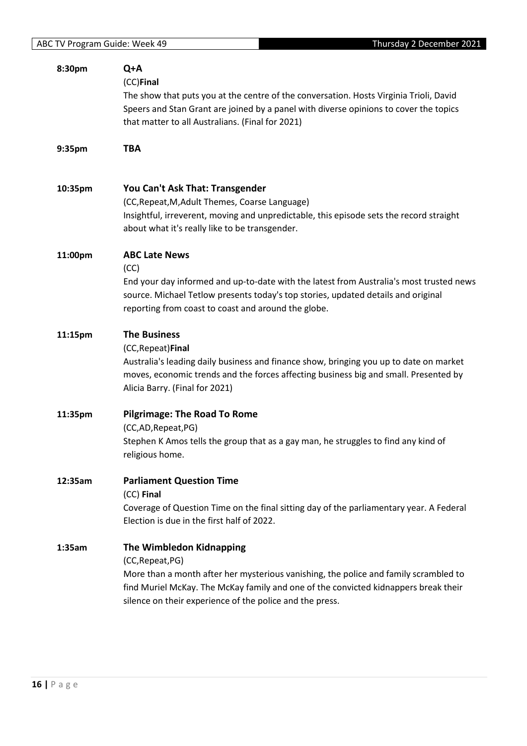**8:30pm** **Q+A**

(CC)**Final**

The show that puts you at the centre of the conversation. Hosts Virginia Trioli, David Speers and Stan Grant are joined by a panel with diverse opinions to cover the topics that matter to all Australians. (Final for 2021)

**9:35pm** **TBA**

**10:35pm** **You Can't Ask That: Transgender**

(CC,Repeat,M,Adult Themes, Coarse Language)

Insightful, irreverent, moving and unpredictable, this episode sets the record straight about what it's really like to be transgender.

**11:00pm** **ABC Late News**

(CC)

End your day informed and up-to-date with the latest from Australia's most trusted news source. Michael Tetlow presents today's top stories, updated details and original reporting from coast to coast and around the globe.

**11:15pm** **The Business**

(CC,Repeat)**Final**

Australia's leading daily business and finance show, bringing you up to date on market moves, economic trends and the forces affecting business big and small. Presented by Alicia Barry. (Final for 2021)

**11:35pm** **Pilgrimage: The Road To Rome**

(CC,AD,Repeat,PG)

Stephen K Amos tells the group that as a gay man, he struggles to find any kind of religious home.

**12:35am** **Parliament Question Time**

(CC) **Final**

Coverage of Question Time on the final sitting day of the parliamentary year. A Federal Election is due in the first half of 2022.

**1:35am** **The Wimbledon Kidnapping**

(CC,Repeat,PG)

More than a month after her mysterious vanishing, the police and family scrambled to find Muriel McKay. The McKay family and one of the convicted kidnappers break their silence on their experience of the police and the press.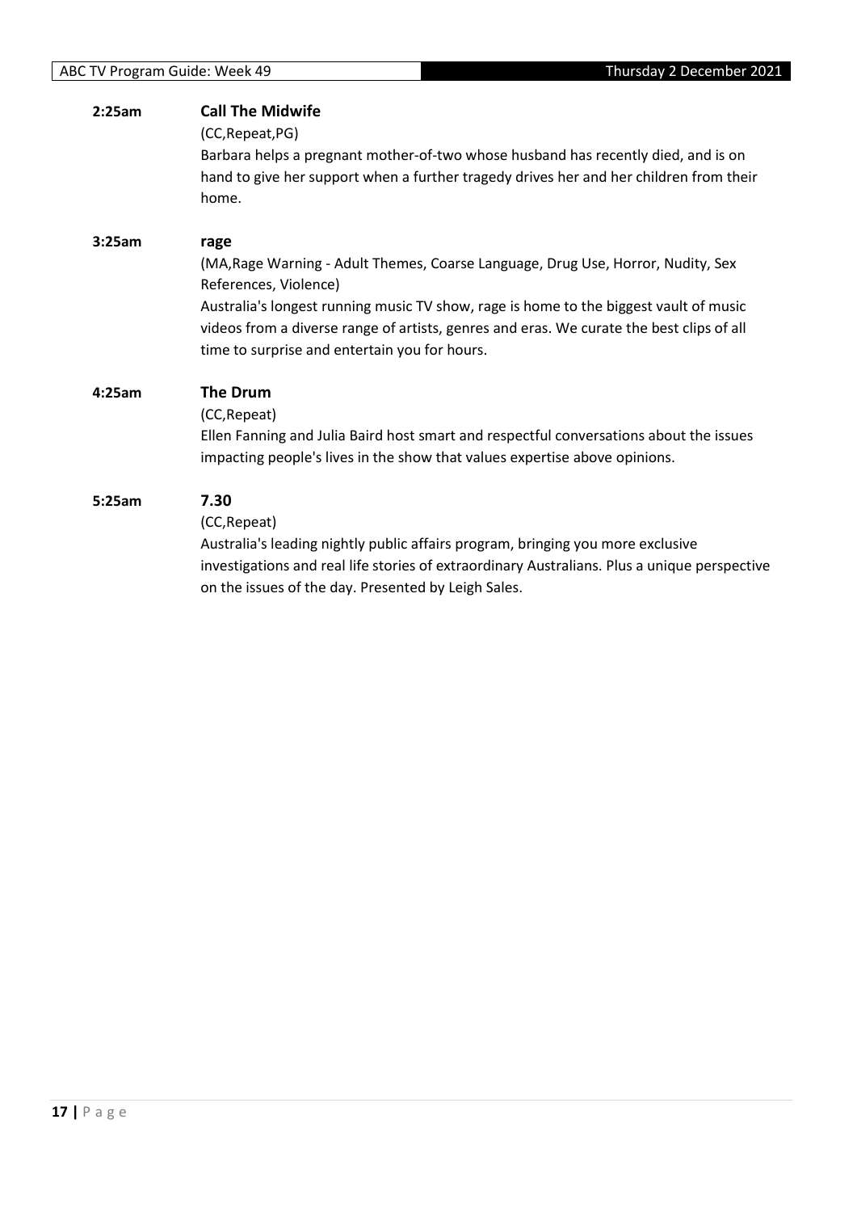**2:25am** **Call The Midwife**

(CC,Repeat,PG)

Barbara helps a pregnant mother-of-two whose husband has recently died, and is on hand to give her support when a further tragedy drives her and her children from their home.

**3:25am** **rage**

(MA,Rage Warning - Adult Themes, Coarse Language, Drug Use, Horror, Nudity, Sex References, Violence)

Australia's longest running music TV show, rage is home to the biggest vault of music videos from a diverse range of artists, genres and eras. We curate the best clips of all time to surprise and entertain you for hours.

**4:25am** **The Drum**

(CC,Repeat)

Ellen Fanning and Julia Baird host smart and respectful conversations about the issues impacting people's lives in the show that values expertise above opinions.

**5:25am** **7.30**

(CC,Repeat)

Australia's leading nightly public affairs program, bringing you more exclusive investigations and real life stories of extraordinary Australians. Plus a unique perspective on the issues of the day. Presented by Leigh Sales.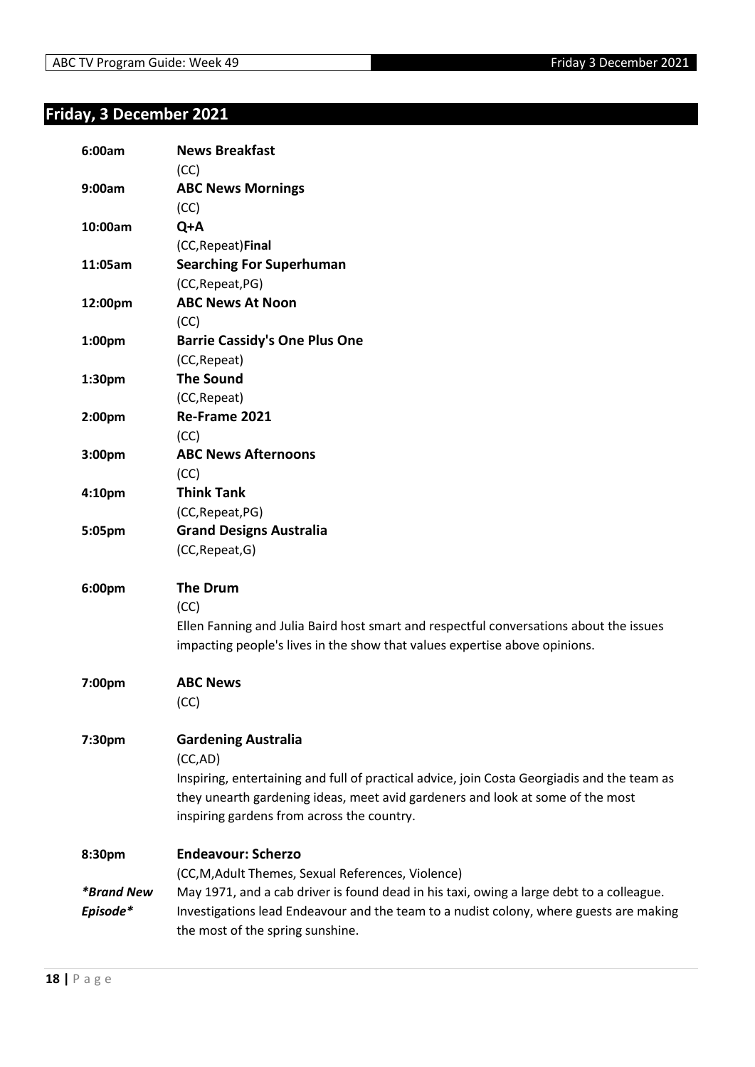## Friday, 3 December 2021

**6:00am** **News Breakfast**
(CC)

**9:00am** **ABC News Mornings**
(CC)

**10:00am** **Q+A**
(CC,Repeat)**Final**

**11:05am** **Searching For Superhuman**
(CC,Repeat,PG)

**12:00pm** **ABC News At Noon**
(CC)

**1:00pm** **Barrie Cassidy's One Plus One**
(CC,Repeat)

**1:30pm** **The Sound**
(CC,Repeat)

**2:00pm** **Re-Frame 2021**
(CC)

**3:00pm** **ABC News Afternoons**
(CC)

**4:10pm** **Think Tank**
(CC,Repeat,PG)

**5:05pm** **Grand Designs Australia**
(CC,Repeat,G)

**6:00pm** **The Drum**
(CC)
Ellen Fanning and Julia Baird host smart and respectful conversations about the issues impacting people's lives in the show that values expertise above opinions.

**7:00pm** **ABC News**
(CC)

**7:30pm** **Gardening Australia**
(CC,AD)
Inspiring, entertaining and full of practical advice, join Costa Georgiadis and the team as they unearth gardening ideas, meet avid gardeners and look at some of the most inspiring gardens from across the country.

**8:30pm** **Endeavour: Scherzo**
(CC,M,Adult Themes, Sexual References, Violence)
***Brand New Episode***
May 1971, and a cab driver is found dead in his taxi, owing a large debt to a colleague. Investigations lead Endeavour and the team to a nudist colony, where guests are making the most of the spring sunshine.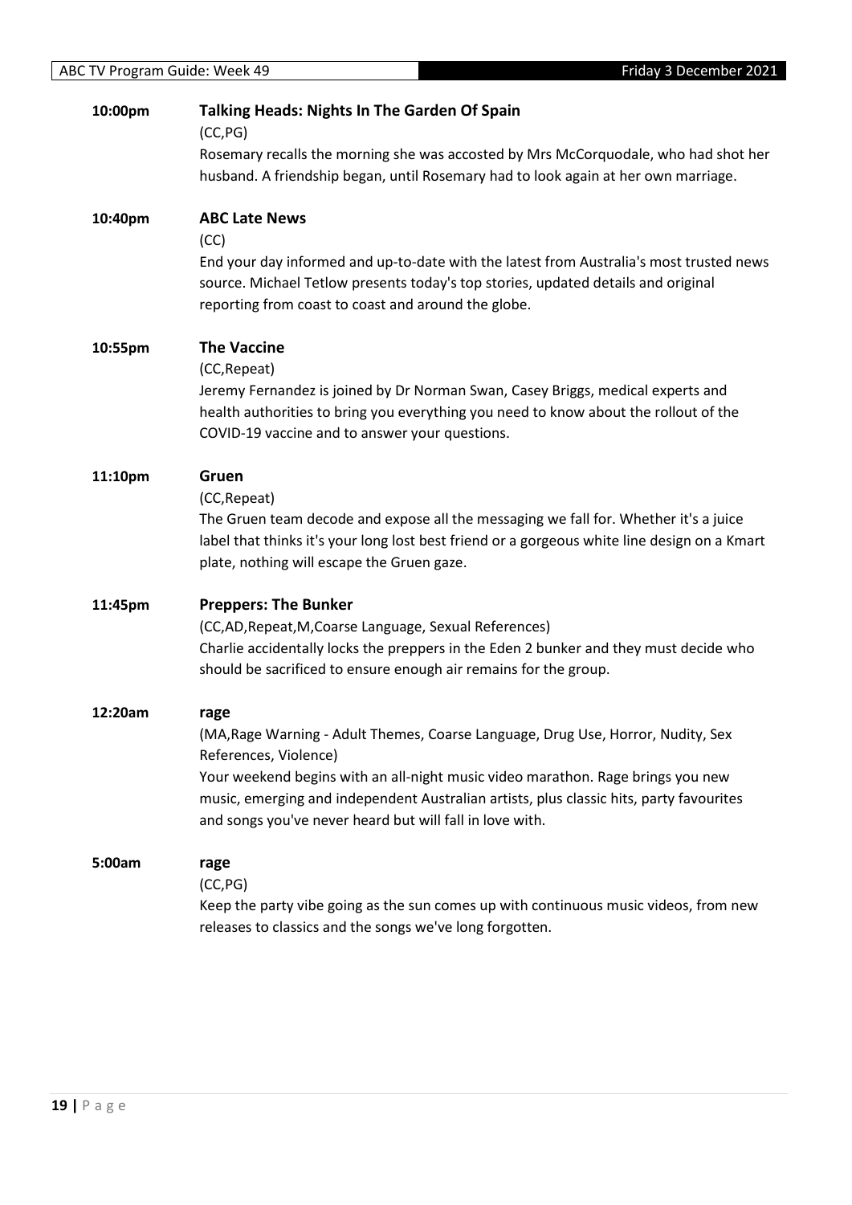**10:00pm** **Talking Heads: Nights In The Garden Of Spain**

(CC,PG)

Rosemary recalls the morning she was accosted by Mrs McCorquodale, who had shot her husband. A friendship began, until Rosemary had to look again at her own marriage.

**10:40pm** **ABC Late News**

(CC)

End your day informed and up-to-date with the latest from Australia's most trusted news source. Michael Tetlow presents today's top stories, updated details and original reporting from coast to coast and around the globe.

**10:55pm** **The Vaccine**

(CC,Repeat)

Jeremy Fernandez is joined by Dr Norman Swan, Casey Briggs, medical experts and health authorities to bring you everything you need to know about the rollout of the COVID-19 vaccine and to answer your questions.

**11:10pm** **Gruen**

(CC,Repeat)

The Gruen team decode and expose all the messaging we fall for. Whether it's a juice label that thinks it's your long lost best friend or a gorgeous white line design on a Kmart plate, nothing will escape the Gruen gaze.

**11:45pm** **Preppers: The Bunker**

(CC,AD,Repeat,M,Coarse Language, Sexual References)

Charlie accidentally locks the preppers in the Eden 2 bunker and they must decide who should be sacrificed to ensure enough air remains for the group.

**12:20am** **rage**

(MA,Rage Warning - Adult Themes, Coarse Language, Drug Use, Horror, Nudity, Sex References, Violence)

Your weekend begins with an all-night music video marathon. Rage brings you new music, emerging and independent Australian artists, plus classic hits, party favourites and songs you've never heard but will fall in love with.

**5:00am** **rage**

(CC,PG)

Keep the party vibe going as the sun comes up with continuous music videos, from new releases to classics and the songs we've long forgotten.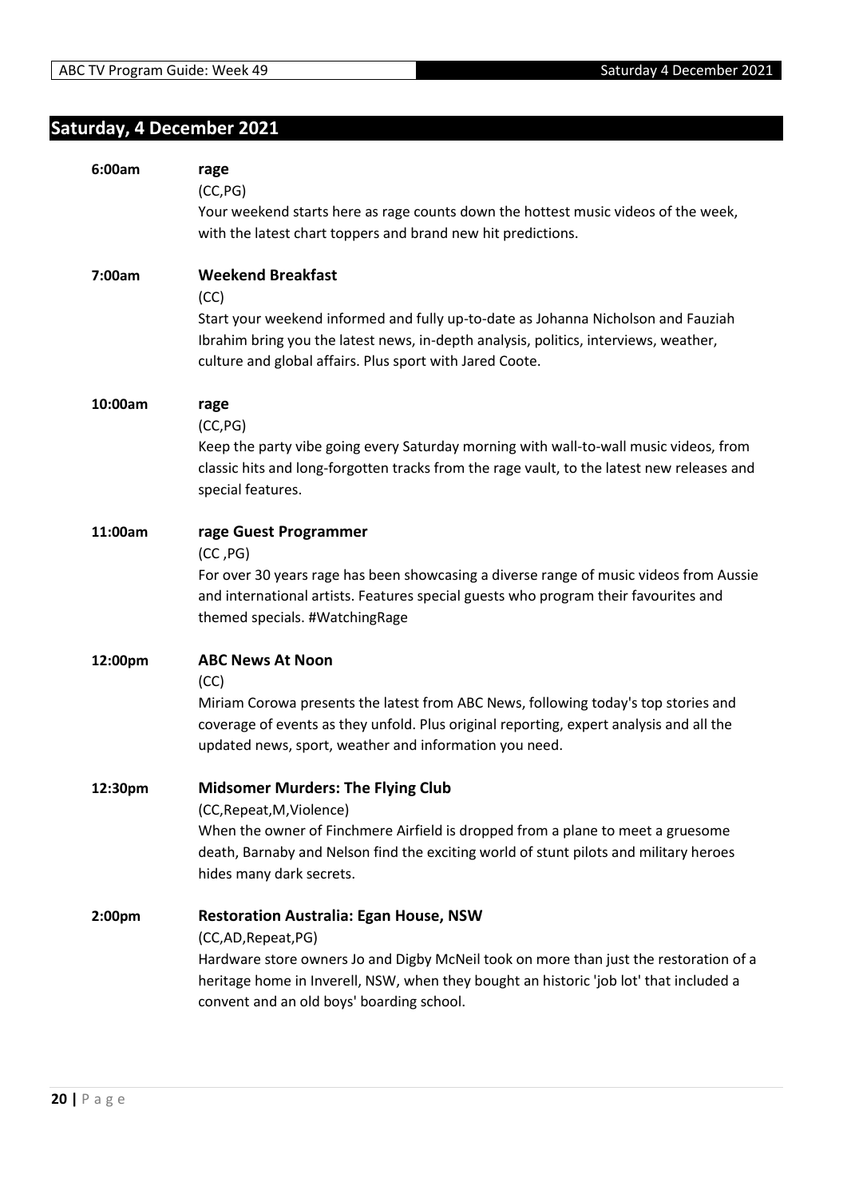## Saturday, 4 December 2021

**6:00am** **rage**
(CC,PG)
Your weekend starts here as rage counts down the hottest music videos of the week, with the latest chart toppers and brand new hit predictions.

**7:00am** **Weekend Breakfast**
(CC)
Start your weekend informed and fully up-to-date as Johanna Nicholson and Fauziah Ibrahim bring you the latest news, in-depth analysis, politics, interviews, weather, culture and global affairs. Plus sport with Jared Coote.

**10:00am** **rage**
(CC,PG)
Keep the party vibe going every Saturday morning with wall-to-wall music videos, from classic hits and long-forgotten tracks from the rage vault, to the latest new releases and special features.

**11:00am** **rage Guest Programmer**
(CC ,PG)
For over 30 years rage has been showcasing a diverse range of music videos from Aussie and international artists. Features special guests who program their favourites and themed specials. #WatchingRage

**12:00pm** **ABC News At Noon**
(CC)
Miriam Corowa presents the latest from ABC News, following today's top stories and coverage of events as they unfold. Plus original reporting, expert analysis and all the updated news, sport, weather and information you need.

**12:30pm** **Midsomer Murders: The Flying Club**
(CC,Repeat,M,Violence)
When the owner of Finchmere Airfield is dropped from a plane to meet a gruesome death, Barnaby and Nelson find the exciting world of stunt pilots and military heroes hides many dark secrets.

**2:00pm** **Restoration Australia: Egan House, NSW**
(CC,AD,Repeat,PG)
Hardware store owners Jo and Digby McNeil took on more than just the restoration of a heritage home in Inverell, NSW, when they bought an historic 'job lot' that included a convent and an old boys' boarding school.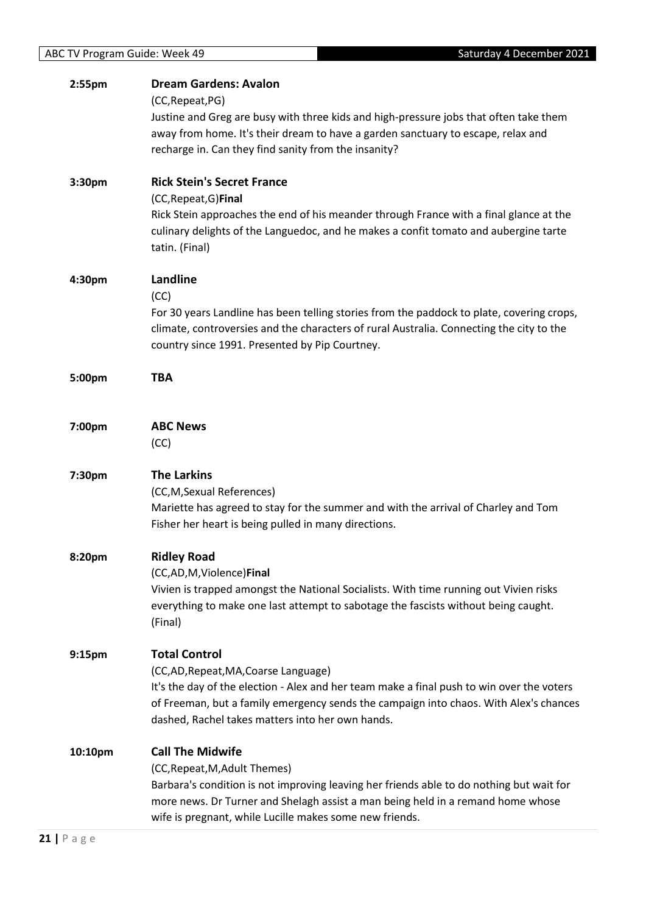**2:55pm** **Dream Gardens: Avalon**
(CC,Repeat,PG)
Justine and Greg are busy with three kids and high-pressure jobs that often take them away from home. It's their dream to have a garden sanctuary to escape, relax and recharge in. Can they find sanity from the insanity?

**3:30pm** **Rick Stein's Secret France**
(CC,Repeat,G)**Final**
Rick Stein approaches the end of his meander through France with a final glance at the culinary delights of the Languedoc, and he makes a confit tomato and aubergine tarte tatin. (Final)

**4:30pm** **Landline**
(CC)
For 30 years Landline has been telling stories from the paddock to plate, covering crops, climate, controversies and the characters of rural Australia. Connecting the city to the country since 1991. Presented by Pip Courtney.

**5:00pm** **TBA**

**7:00pm** **ABC News**
(CC)

**7:30pm** **The Larkins**
(CC,M,Sexual References)
Mariette has agreed to stay for the summer and with the arrival of Charley and Tom Fisher her heart is being pulled in many directions.

**8:20pm** **Ridley Road**
(CC,AD,M,Violence)**Final**
Vivien is trapped amongst the National Socialists. With time running out Vivien risks everything to make one last attempt to sabotage the fascists without being caught. (Final)

**9:15pm** **Total Control**
(CC,AD,Repeat,MA,Coarse Language)
It's the day of the election - Alex and her team make a final push to win over the voters of Freeman, but a family emergency sends the campaign into chaos. With Alex's chances dashed, Rachel takes matters into her own hands.

**10:10pm** **Call The Midwife**
(CC,Repeat,M,Adult Themes)
Barbara's condition is not improving leaving her friends able to do nothing but wait for more news. Dr Turner and Shelagh assist a man being held in a remand home whose wife is pregnant, while Lucille makes some new friends.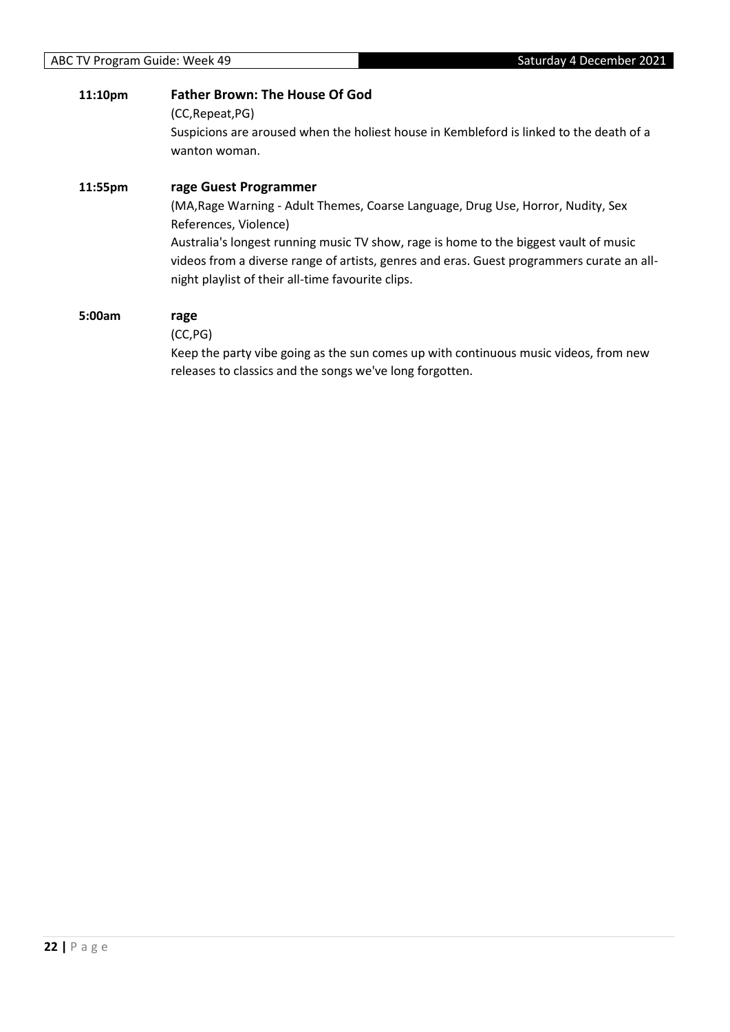**11:10pm** **Father Brown: The House Of God**

(CC,Repeat,PG)

Suspicions are aroused when the holiest house in Kembleford is linked to the death of a wanton woman.

**11:55pm** **rage Guest Programmer**

(MA,Rage Warning - Adult Themes, Coarse Language, Drug Use, Horror, Nudity, Sex References, Violence)

Australia's longest running music TV show, rage is home to the biggest vault of music videos from a diverse range of artists, genres and eras. Guest programmers curate an all-night playlist of their all-time favourite clips.

**5:00am** **rage**

(CC,PG)

Keep the party vibe going as the sun comes up with continuous music videos, from new releases to classics and the songs we've long forgotten.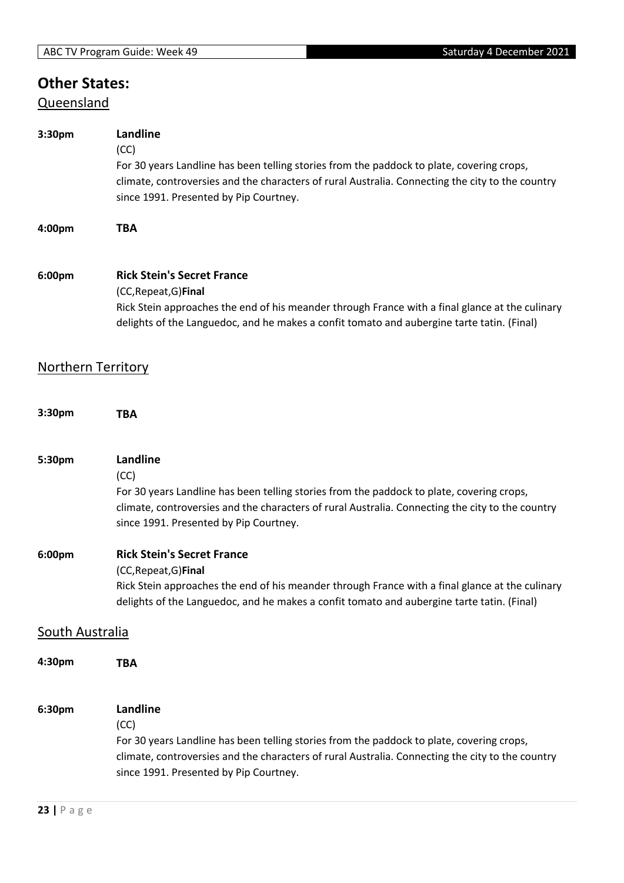## Other States:

### Queensland

**3:30pm** **Landline**

(CC)

For 30 years Landline has been telling stories from the paddock to plate, covering crops, climate, controversies and the characters of rural Australia. Connecting the city to the country since 1991. Presented by Pip Courtney.

**4:00pm** **TBA**

**6:00pm** **Rick Stein's Secret France**

(CC,Repeat,G)**Final**

Rick Stein approaches the end of his meander through France with a final glance at the culinary delights of the Languedoc, and he makes a confit tomato and aubergine tarte tatin. (Final)

### Northern Territory

**3:30pm** **TBA**

**5:30pm** **Landline**

(CC)

For 30 years Landline has been telling stories from the paddock to plate, covering crops, climate, controversies and the characters of rural Australia. Connecting the city to the country since 1991. Presented by Pip Courtney.

**6:00pm** **Rick Stein's Secret France**

(CC,Repeat,G)**Final**

Rick Stein approaches the end of his meander through France with a final glance at the culinary delights of the Languedoc, and he makes a confit tomato and aubergine tarte tatin. (Final)

### South Australia

**4:30pm** **TBA**

**6:30pm** **Landline**

(CC)

For 30 years Landline has been telling stories from the paddock to plate, covering crops, climate, controversies and the characters of rural Australia. Connecting the city to the country since 1991. Presented by Pip Courtney.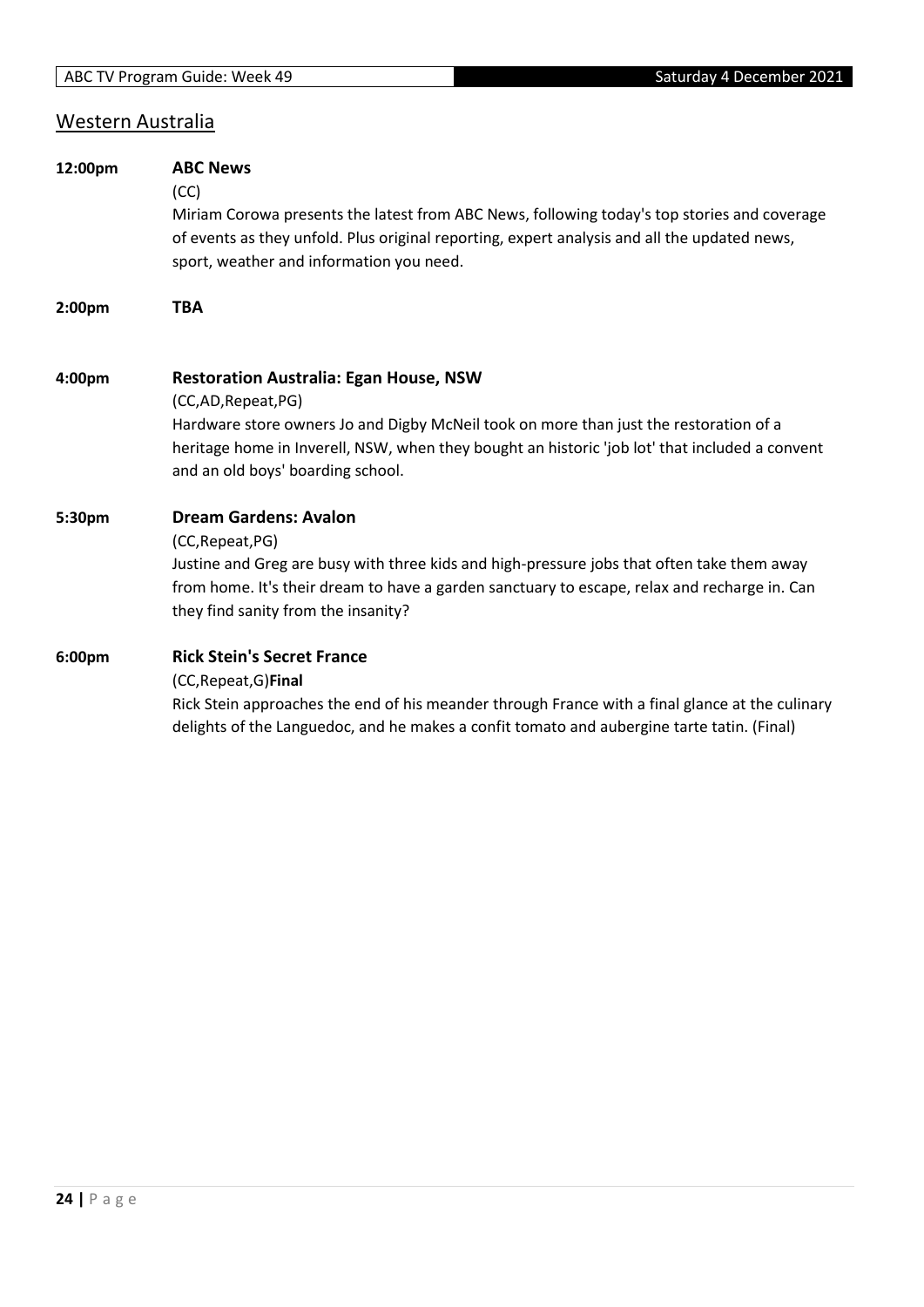## Western Australia

**12:00pm** **ABC News**

(CC)

Miriam Corowa presents the latest from ABC News, following today's top stories and coverage of events as they unfold. Plus original reporting, expert analysis and all the updated news, sport, weather and information you need.

**2:00pm** **TBA**

**4:00pm** **Restoration Australia: Egan House, NSW**

(CC,AD,Repeat,PG)

Hardware store owners Jo and Digby McNeil took on more than just the restoration of a heritage home in Inverell, NSW, when they bought an historic 'job lot' that included a convent and an old boys' boarding school.

**5:30pm** **Dream Gardens: Avalon**

(CC,Repeat,PG)

Justine and Greg are busy with three kids and high-pressure jobs that often take them away from home. It's their dream to have a garden sanctuary to escape, relax and recharge in. Can they find sanity from the insanity?

**6:00pm** **Rick Stein's Secret France**

(CC,Repeat,G)**Final**

Rick Stein approaches the end of his meander through France with a final glance at the culinary delights of the Languedoc, and he makes a confit tomato and aubergine tarte tatin. (Final)